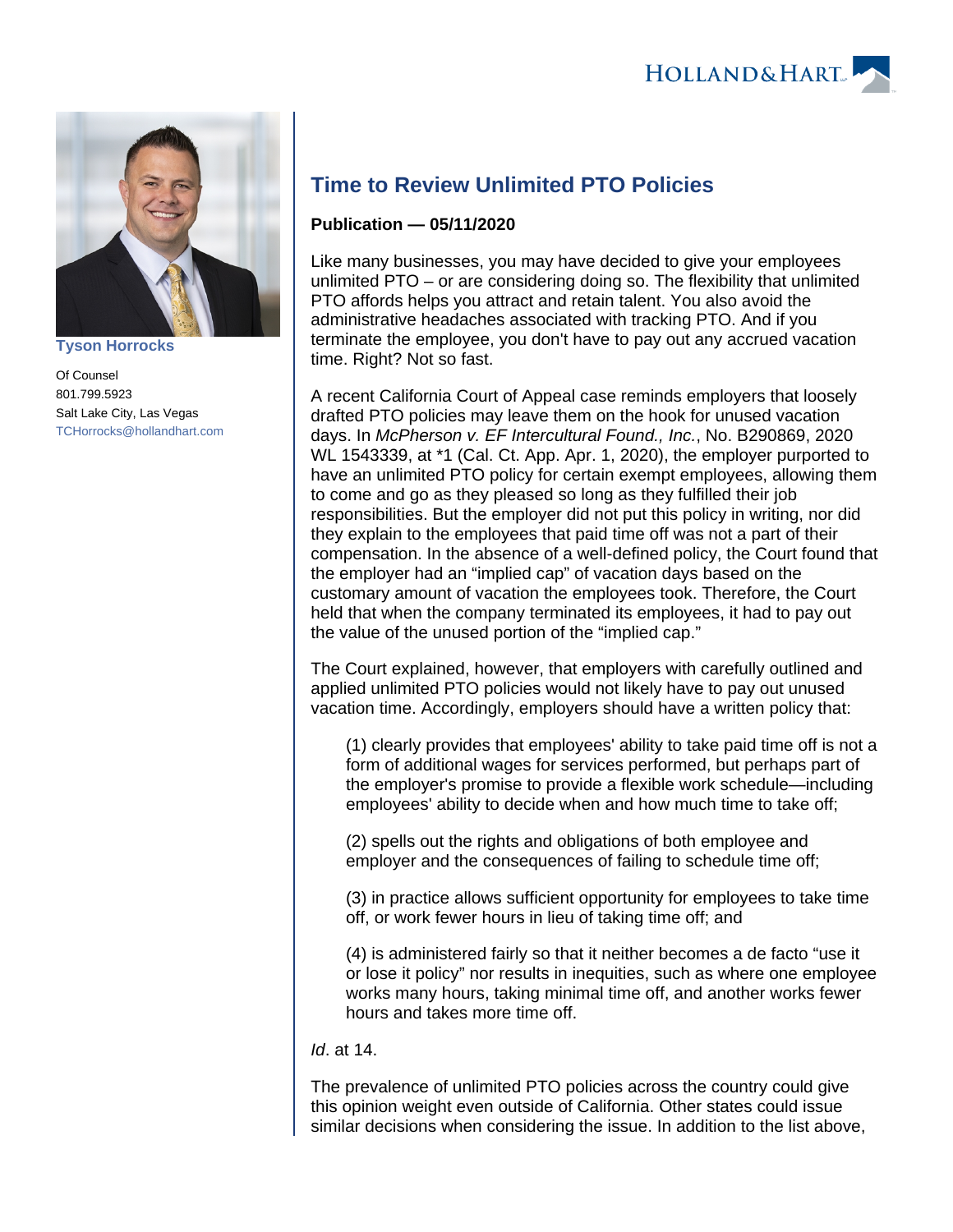Tyson Horrocks

Of Counsel
801.799.5923
Salt Lake City, Las Vegas
TCHorrocks@hollandhart.com

# Time to Review Unlimited PTO Policies

**Publication — 05/11/2020**

Like many businesses, you may have decided to give your employees unlimited PTO – or are considering doing so. The flexibility that unlimited PTO affords helps you attract and retain talent. You also avoid the administrative headaches associated with tracking PTO. And if you terminate the employee, you don't have to pay out any accrued vacation time. Right? Not so fast.

A recent California Court of Appeal case reminds employers that loosely drafted PTO policies may leave them on the hook for unused vacation days. In *McPherson v. EF Intercultural Found., Inc.*, No. B290869, 2020 WL 1543339, at *1 (Cal. Ct. App. Apr. 1, 2020), the employer purported to have an unlimited PTO policy for certain exempt employees, allowing them to come and go as they pleased so long as they fulfilled their job responsibilities. But the employer did not put this policy in writing, nor did they explain to the employees that paid time off was not a part of their compensation. In the absence of a well-defined policy, the Court found that the employer had an "implied cap" of vacation days based on the customary amount of vacation the employees took. Therefore, the Court held that when the company terminated its employees, it had to pay out the value of the unused portion of the "implied cap."

The Court explained, however, that employers with carefully outlined and applied unlimited PTO policies would not likely have to pay out unused vacation time. Accordingly, employers should have a written policy that:

> (1) clearly provides that employees' ability to take paid time off is not a form of additional wages for services performed, but perhaps part of the employer's promise to provide a flexible work schedule—including employees' ability to decide when and how much time to take off;
>
> (2) spells out the rights and obligations of both employee and employer and the consequences of failing to schedule time off;
>
> (3) in practice allows sufficient opportunity for employees to take time off, or work fewer hours in lieu of taking time off; and
>
> (4) is administered fairly so that it neither becomes a de facto "use it or lose it policy" nor results in inequities, such as where one employee works many hours, taking minimal time off, and another works fewer hours and takes more time off.

*Id*. at 14.

The prevalence of unlimited PTO policies across the country could give this opinion weight even outside of California. Other states could issue similar decisions when considering the issue. In addition to the list above,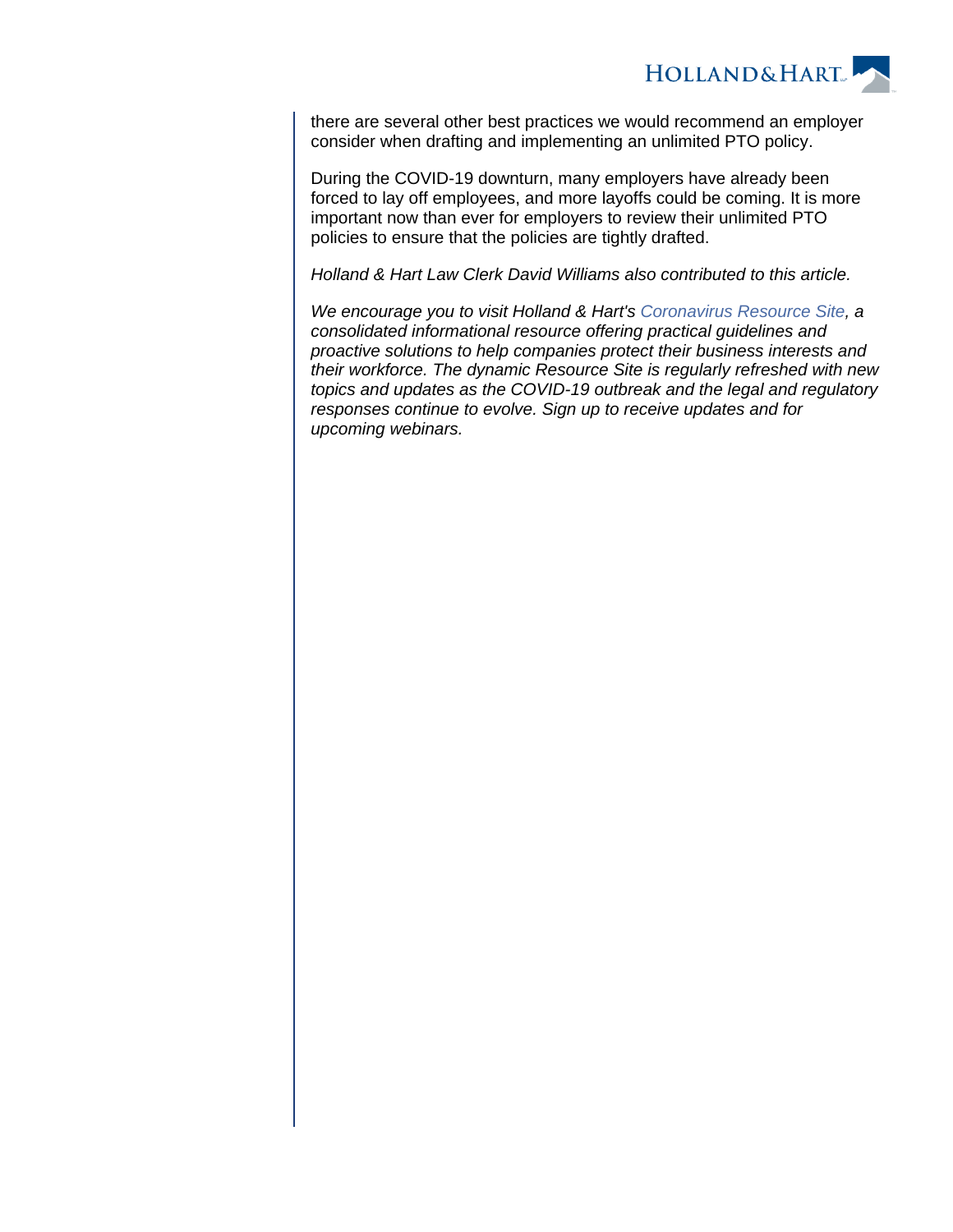there are several other best practices we would recommend an employer consider when drafting and implementing an unlimited PTO policy.

During the COVID-19 downturn, many employers have already been forced to lay off employees, and more layoffs could be coming. It is more important now than ever for employers to review their unlimited PTO policies to ensure that the policies are tightly drafted.

*Holland & Hart Law Clerk David Williams also contributed to this article.*

*We encourage you to visit Holland & Hart's Coronavirus Resource Site, a consolidated informational resource offering practical guidelines and proactive solutions to help companies protect their business interests and their workforce. The dynamic Resource Site is regularly refreshed with new topics and updates as the COVID-19 outbreak and the legal and regulatory responses continue to evolve. Sign up to receive updates and for upcoming webinars.*